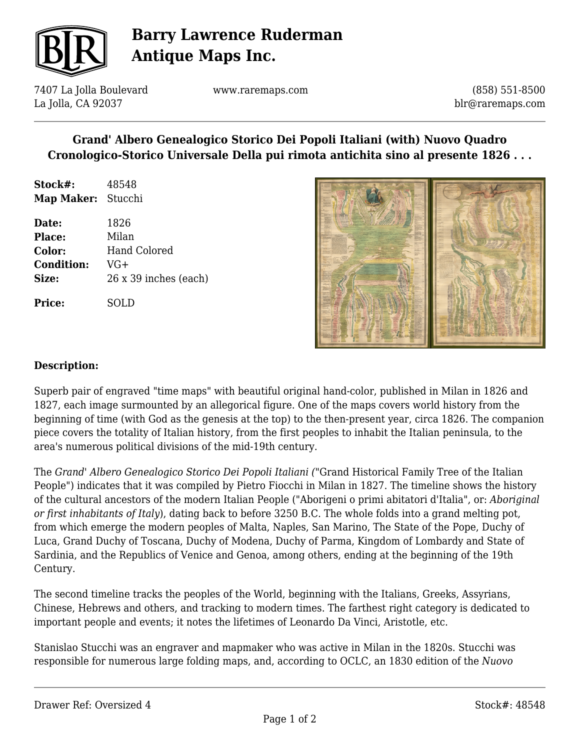# Barry Lawrence Ruderman Antique Maps Inc.

7407 La Jolla Boulevard
La Jolla, CA 92037

www.raremaps.com

(858) 551-8500
blr@raremaps.com

## Grand' Albero Genealogico Storico Dei Popoli Italiani (with) Nuovo Quadro Cronologico-Storico Universale Della pui rimota antichita sino al presente 1826 . . .

**Stock#:** 48548
**Map Maker:** Stucchi

**Date:** 1826
**Place:** Milan
**Color:** Hand Colored
**Condition:** VG+
**Size:** 26 x 39 inches (each)

**Price:** SOLD

### Description:

Superb pair of engraved "time maps" with beautiful original hand-color, published in Milan in 1826 and 1827, each image surmounted by an allegorical figure. One of the maps covers world history from the beginning of time (with God as the genesis at the top) to the then-present year, circa 1826. The companion piece covers the totality of Italian history, from the first peoples to inhabit the Italian peninsula, to the area's numerous political divisions of the mid-19th century.

The *Grand' Albero Genealogico Storico Dei Popoli Italiani (*"Grand Historical Family Tree of the Italian People") indicates that it was compiled by Pietro Fiocchi in Milan in 1827. The timeline shows the history of the cultural ancestors of the modern Italian People ("Aborigeni o primi abitatori d'Italia", or: *Aboriginal or first inhabitants of Italy*), dating back to before 3250 B.C. The whole folds into a grand melting pot, from which emerge the modern peoples of Malta, Naples, San Marino, The State of the Pope, Duchy of Luca, Grand Duchy of Toscana, Duchy of Modena, Duchy of Parma, Kingdom of Lombardy and State of Sardinia, and the Republics of Venice and Genoa, among others, ending at the beginning of the 19th Century.

The second timeline tracks the peoples of the World, beginning with the Italians, Greeks, Assyrians, Chinese, Hebrews and others, and tracking to modern times. The farthest right category is dedicated to important people and events; it notes the lifetimes of Leonardo Da Vinci, Aristotle, etc.

Stanislao Stucchi was an engraver and mapmaker who was active in Milan in the 1820s. Stucchi was responsible for numerous large folding maps, and, according to OCLC, an 1830 edition of the *Nuovo*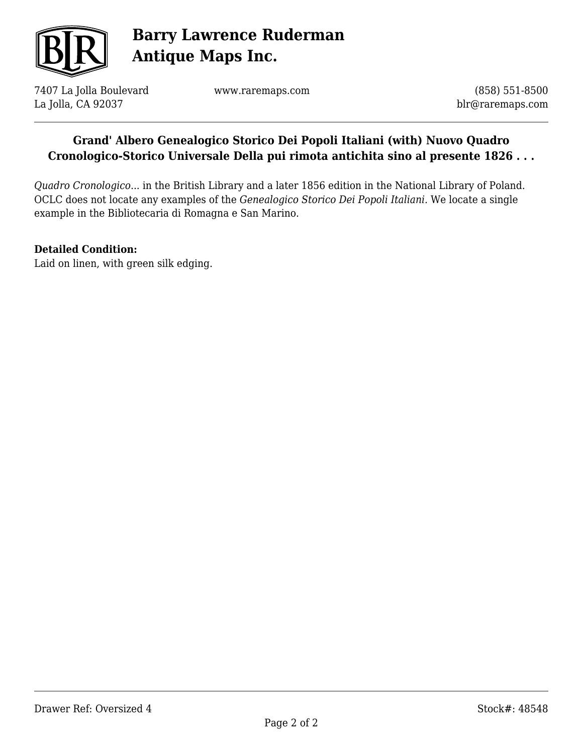## Grand' Albero Genealogico Storico Dei Popoli Italiani (with) Nuovo Quadro Cronologico-Storico Universale Della pui rimota antichita sino al presente 1826 . . .

*Quadro Cronologico*... in the British Library and a later 1856 edition in the National Library of Poland. OCLC does not locate any examples of the *Genealogico Storico Dei Popoli Italiani.* We locate a single example in the Bibliotecaria di Romagna e San Marino.

**Detailed Condition:**
Laid on linen, with green silk edging.

Drawer Ref: Oversized 4

Stock#: 48548